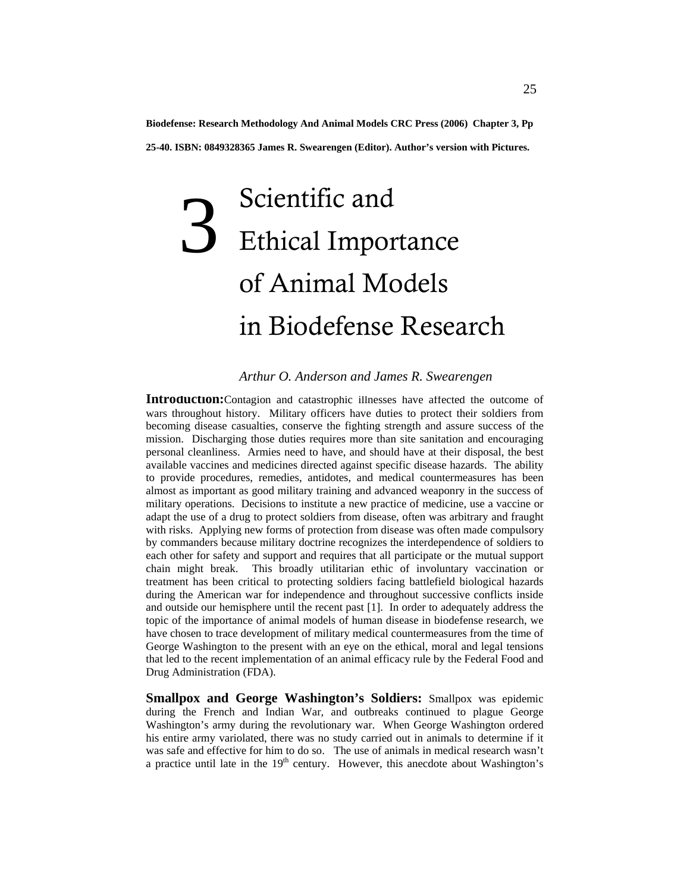**Biodefense: Research Methodology And Animal Models CRC Press (2006) Chapter 3, Pp 25-40. ISBN: 0849328365 James R. Swearengen (Editor). Author's version with Pictures.**

# 3 Scientific and Ethical Importance of Animal Models in Biodefense Research

*Arthur O. Anderson and James R. Swearengen*

**Introduction:** Contagion and catastrophic illnesses have affected the outcome of wars throughout history. Military officers have duties to protect their soldiers from becoming disease casualties, conserve the fighting strength and assure success of the mission. Discharging those duties requires more than site sanitation and encouraging personal cleanliness. Armies need to have, and should have at their disposal, the best available vaccines and medicines directed against specific disease hazards. The ability to provide procedures, remedies, antidotes, and medical countermeasures has been almost as important as good military training and advanced weaponry in the success of military operations. Decisions to institute a new practice of medicine, use a vaccine or adapt the use of a drug to protect soldiers from disease, often was arbitrary and fraught with risks. Applying new forms of protection from disease was often made compulsory by commanders because military doctrine recognizes the interdependence of soldiers to each other for safety and support and requires that all participate or the mutual support chain might break. This broadly utilitarian ethic of involuntary vaccination or treatment has been critical to protecting soldiers facing battlefield biological hazards during the American war for independence and throughout successive conflicts inside and outside our hemisphere until the recent past [1]. In order to adequately address the topic of the importance of animal models of human disease in biodefense research, we have chosen to trace development of military medical countermeasures from the time of George Washington to the present with an eye on the ethical, moral and legal tensions that led to the recent implementation of an animal efficacy rule by the Federal Food and Drug Administration (FDA).

**Smallpox and George Washington's Soldiers:** Smallpox was epidemic during the French and Indian War, and outbreaks continued to plague George Washington's army during the revolutionary war. When George Washington ordered his entire army variolated, there was no study carried out in animals to determine if it was safe and effective for him to do so. The use of animals in medical research wasn't a practice until late in the 19th century. However, this anecdote about Washington's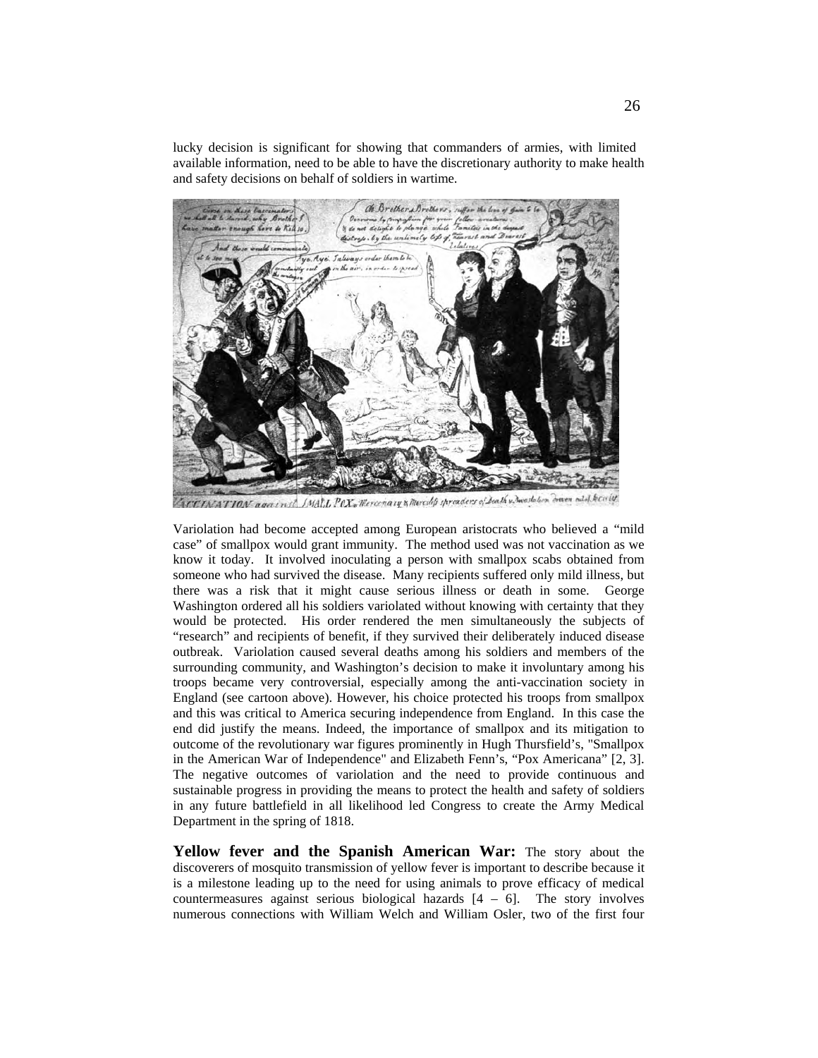lucky decision is significant for showing that commanders of armies, with limited available information, need to be able to have the discretionary authority to make health and safety decisions on behalf of soldiers in wartime.

Variolation had become accepted among European aristocrats who believed a "mild case" of smallpox would grant immunity. The method used was not vaccination as we know it today. It involved inoculating a person with smallpox scabs obtained from someone who had survived the disease. Many recipients suffered only mild illness, but there was a risk that it might cause serious illness or death in some. George Washington ordered all his soldiers variolated without knowing with certainty that they would be protected. His order rendered the men simultaneously the subjects of "research" and recipients of benefit, if they survived their deliberately induced disease outbreak. Variolation caused several deaths among his soldiers and members of the surrounding community, and Washington's decision to make it involuntary among his troops became very controversial, especially among the anti-vaccination society in England (see cartoon above). However, his choice protected his troops from smallpox and this was critical to America securing independence from England. In this case the end did justify the means. Indeed, the importance of smallpox and its mitigation to outcome of the revolutionary war figures prominently in Hugh Thursfield's, "Smallpox in the American War of Independence" and Elizabeth Fenn's, "Pox Americana" [2, 3]. The negative outcomes of variolation and the need to provide continuous and sustainable progress in providing the means to protect the health and safety of soldiers in any future battlefield in all likelihood led Congress to create the Army Medical Department in the spring of 1818.

**Yellow fever and the Spanish American War:** The story about the discoverers of mosquito transmission of yellow fever is important to describe because it is a milestone leading up to the need for using animals to prove efficacy of medical countermeasures against serious biological hazards [4 – 6]. The story involves numerous connections with William Welch and William Osler, two of the first four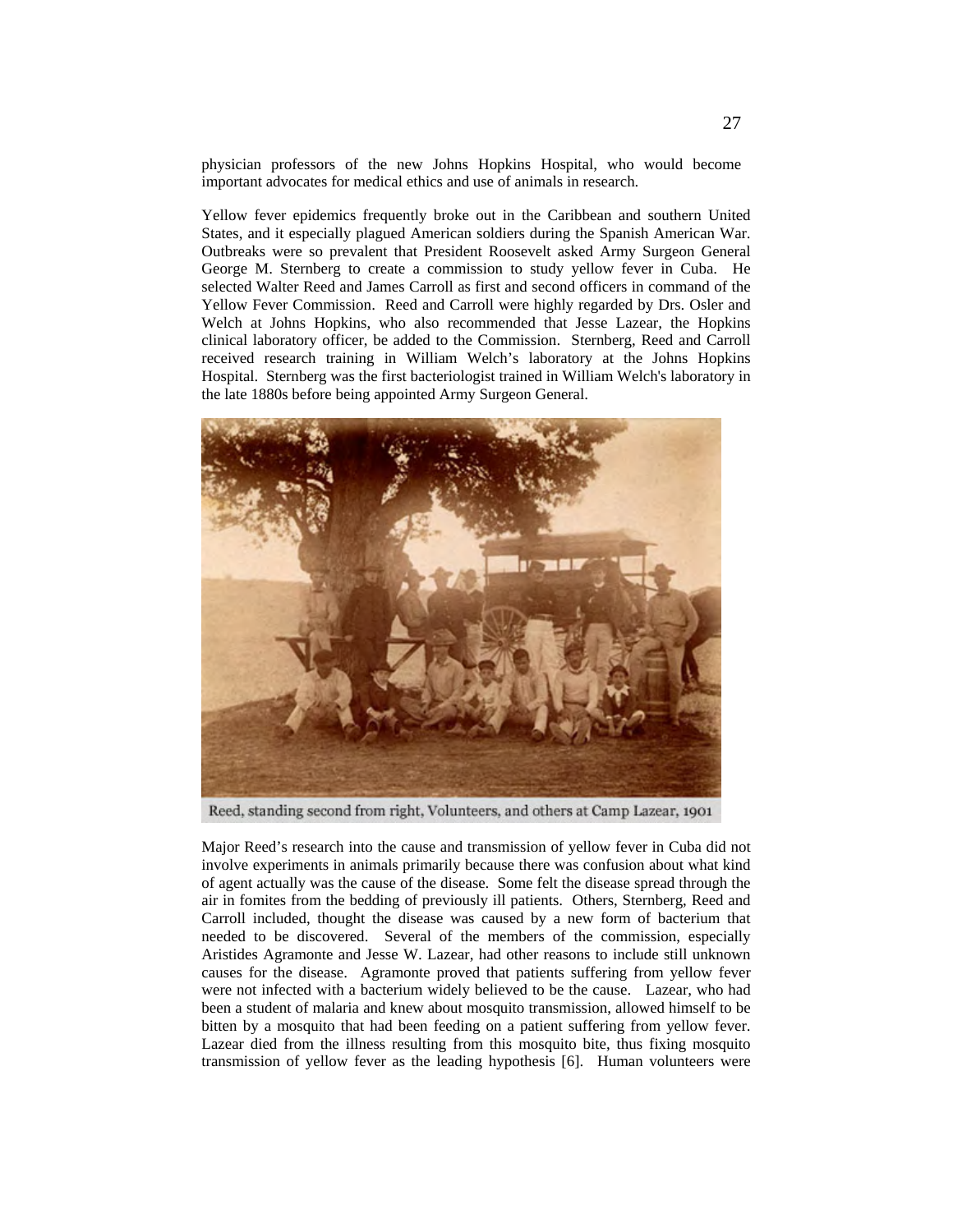physician professors of the new Johns Hopkins Hospital, who would become important advocates for medical ethics and use of animals in research.

Yellow fever epidemics frequently broke out in the Caribbean and southern United States, and it especially plagued American soldiers during the Spanish American War. Outbreaks were so prevalent that President Roosevelt asked Army Surgeon General George M. Sternberg to create a commission to study yellow fever in Cuba. He selected Walter Reed and James Carroll as first and second officers in command of the Yellow Fever Commission. Reed and Carroll were highly regarded by Drs. Osler and Welch at Johns Hopkins, who also recommended that Jesse Lazear, the Hopkins clinical laboratory officer, be added to the Commission. Sternberg, Reed and Carroll received research training in William Welch's laboratory at the Johns Hopkins Hospital. Sternberg was the first bacteriologist trained in William Welch's laboratory in the late 1880s before being appointed Army Surgeon General.

Reed, standing second from right, Volunteers, and others at Camp Lazear, 1901

Major Reed's research into the cause and transmission of yellow fever in Cuba did not involve experiments in animals primarily because there was confusion about what kind of agent actually was the cause of the disease. Some felt the disease spread through the air in fomites from the bedding of previously ill patients. Others, Sternberg, Reed and Carroll included, thought the disease was caused by a new form of bacterium that needed to be discovered. Several of the members of the commission, especially Aristides Agramonte and Jesse W. Lazear, had other reasons to include still unknown causes for the disease. Agramonte proved that patients suffering from yellow fever were not infected with a bacterium widely believed to be the cause. Lazear, who had been a student of malaria and knew about mosquito transmission, allowed himself to be bitten by a mosquito that had been feeding on a patient suffering from yellow fever. Lazear died from the illness resulting from this mosquito bite, thus fixing mosquito transmission of yellow fever as the leading hypothesis [6]. Human volunteers were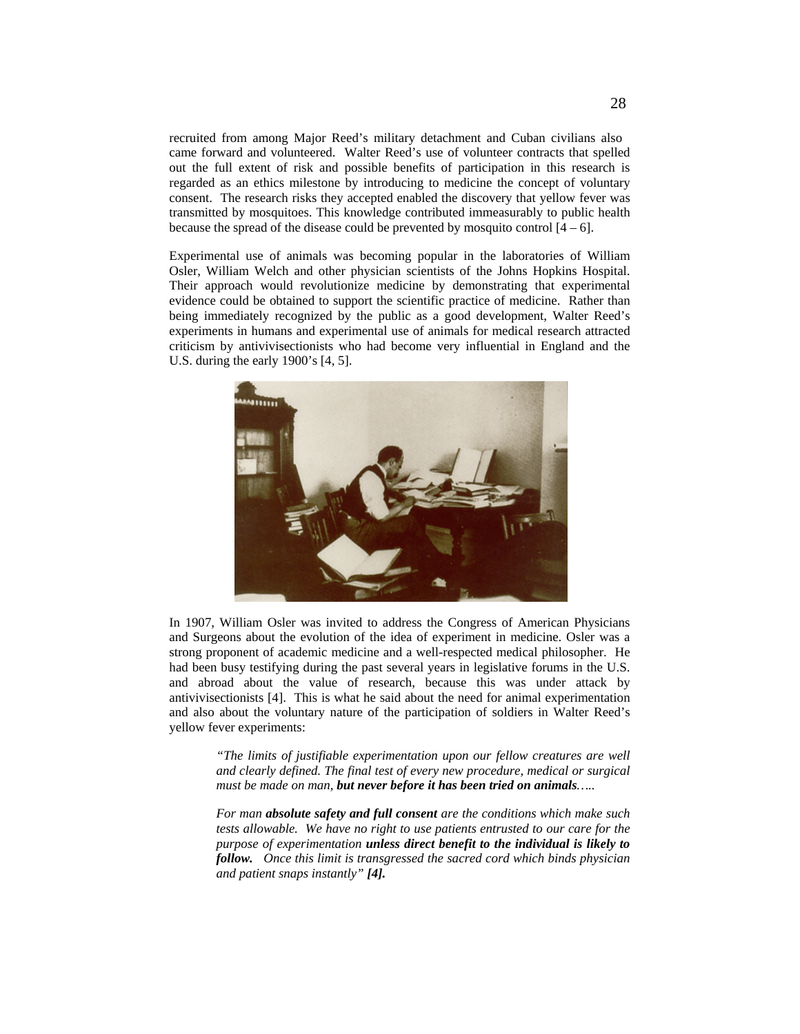recruited from among Major Reed's military detachment and Cuban civilians also came forward and volunteered. Walter Reed's use of volunteer contracts that spelled out the full extent of risk and possible benefits of participation in this research is regarded as an ethics milestone by introducing to medicine the concept of voluntary consent. The research risks they accepted enabled the discovery that yellow fever was transmitted by mosquitoes. This knowledge contributed immeasurably to public health because the spread of the disease could be prevented by mosquito control [4 – 6].

Experimental use of animals was becoming popular in the laboratories of William Osler, William Welch and other physician scientists of the Johns Hopkins Hospital. Their approach would revolutionize medicine by demonstrating that experimental evidence could be obtained to support the scientific practice of medicine. Rather than being immediately recognized by the public as a good development, Walter Reed's experiments in humans and experimental use of animals for medical research attracted criticism by antivivisectionists who had become very influential in England and the U.S. during the early 1900's [4, 5].

In 1907, William Osler was invited to address the Congress of American Physicians and Surgeons about the evolution of the idea of experiment in medicine. Osler was a strong proponent of academic medicine and a well-respected medical philosopher. He had been busy testifying during the past several years in legislative forums in the U.S. and abroad about the value of research, because this was under attack by antivivisectionists [4]. This is what he said about the need for animal experimentation and also about the voluntary nature of the participation of soldiers in Walter Reed's yellow fever experiments:

> *"The limits of justifiable experimentation upon our fellow creatures are well and clearly defined. The final test of every new procedure, medical or surgical must be made on man, **but never before it has been tried on animals**…..*
>
> *For man **absolute safety and full consent** are the conditions which make such tests allowable. We have no right to use patients entrusted to our care for the purpose of experimentation **unless direct benefit to the individual is likely to follow.** Once this limit is transgressed the sacred cord which binds physician and patient snaps instantly" **[4].***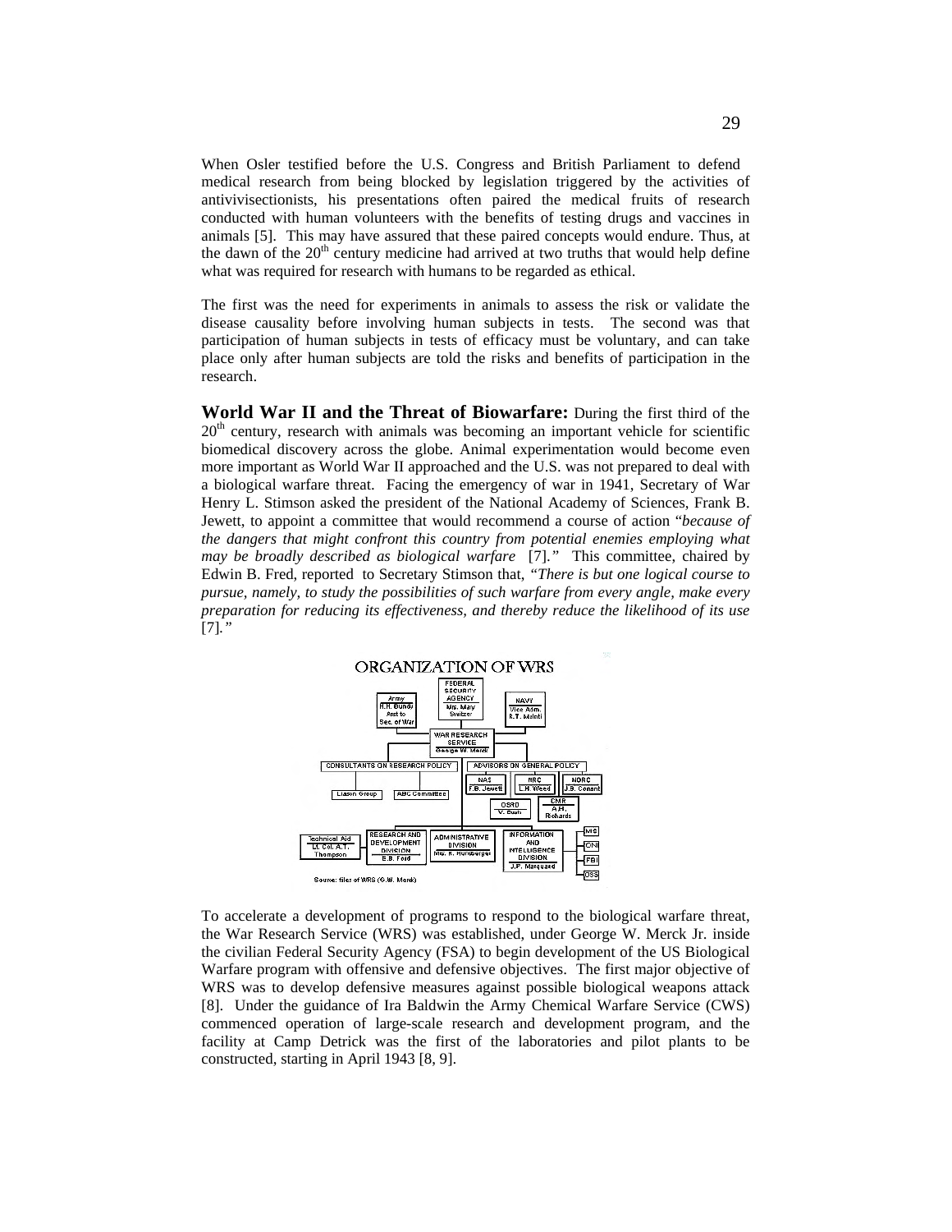When Osler testified before the U.S. Congress and British Parliament to defend medical research from being blocked by legislation triggered by the activities of antivivisectionists, his presentations often paired the medical fruits of research conducted with human volunteers with the benefits of testing drugs and vaccines in animals [5]. This may have assured that these paired concepts would endure. Thus, at the dawn of the 20th century medicine had arrived at two truths that would help define what was required for research with humans to be regarded as ethical.

The first was the need for experiments in animals to assess the risk or validate the disease causality before involving human subjects in tests. The second was that participation of human subjects in tests of efficacy must be voluntary, and can take place only after human subjects are told the risks and benefits of participation in the research.

**World War II and the Threat of Biowarfare:** During the first third of the 20th century, research with animals was becoming an important vehicle for scientific biomedical discovery across the globe. Animal experimentation would become even more important as World War II approached and the U.S. was not prepared to deal with a biological warfare threat. Facing the emergency of war in 1941, Secretary of War Henry L. Stimson asked the president of the National Academy of Sciences, Frank B. Jewett, to appoint a committee that would recommend a course of action "*because of the dangers that might confront this country from potential enemies employing what may be broadly described as biological warfare* [7]." This committee, chaired by Edwin B. Fred, reported to Secretary Stimson that, "*There is but one logical course to pursue, namely, to study the possibilities of such warfare from every angle, make every preparation for reducing its effectiveness, and thereby reduce the likelihood of its use* [7]."

ORGANIZATION OF WRS

Source: files of WRS (G.W. Merck)

To accelerate a development of programs to respond to the biological warfare threat, the War Research Service (WRS) was established, under George W. Merck Jr. inside the civilian Federal Security Agency (FSA) to begin development of the US Biological Warfare program with offensive and defensive objectives. The first major objective of WRS was to develop defensive measures against possible biological weapons attack [8]. Under the guidance of Ira Baldwin the Army Chemical Warfare Service (CWS) commenced operation of large-scale research and development program, and the facility at Camp Detrick was the first of the laboratories and pilot plants to be constructed, starting in April 1943 [8, 9].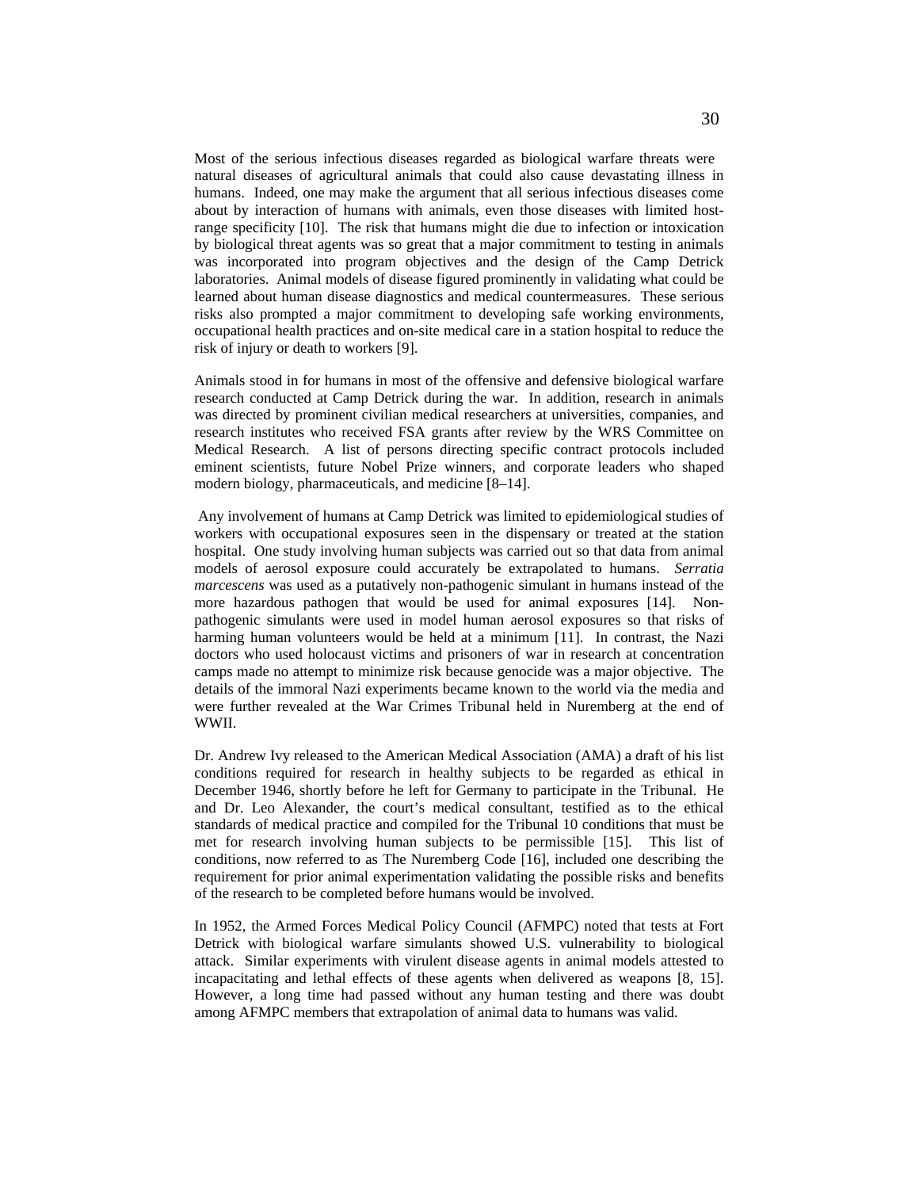Most of the serious infectious diseases regarded as biological warfare threats were natural diseases of agricultural animals that could also cause devastating illness in humans. Indeed, one may make the argument that all serious infectious diseases come about by interaction of humans with animals, even those diseases with limited host-range specificity [10]. The risk that humans might die due to infection or intoxication by biological threat agents was so great that a major commitment to testing in animals was incorporated into program objectives and the design of the Camp Detrick laboratories. Animal models of disease figured prominently in validating what could be learned about human disease diagnostics and medical countermeasures. These serious risks also prompted a major commitment to developing safe working environments, occupational health practices and on-site medical care in a station hospital to reduce the risk of injury or death to workers [9].

Animals stood in for humans in most of the offensive and defensive biological warfare research conducted at Camp Detrick during the war. In addition, research in animals was directed by prominent civilian medical researchers at universities, companies, and research institutes who received FSA grants after review by the WRS Committee on Medical Research. A list of persons directing specific contract protocols included eminent scientists, future Nobel Prize winners, and corporate leaders who shaped modern biology, pharmaceuticals, and medicine [8–14].

Any involvement of humans at Camp Detrick was limited to epidemiological studies of workers with occupational exposures seen in the dispensary or treated at the station hospital. One study involving human subjects was carried out so that data from animal models of aerosol exposure could accurately be extrapolated to humans. *Serratia marcescens* was used as a putatively non-pathogenic simulant in humans instead of the more hazardous pathogen that would be used for animal exposures [14]. Non-pathogenic simulants were used in model human aerosol exposures so that risks of harming human volunteers would be held at a minimum [11]. In contrast, the Nazi doctors who used holocaust victims and prisoners of war in research at concentration camps made no attempt to minimize risk because genocide was a major objective. The details of the immoral Nazi experiments became known to the world via the media and were further revealed at the War Crimes Tribunal held in Nuremberg at the end of WWII.

Dr. Andrew Ivy released to the American Medical Association (AMA) a draft of his list conditions required for research in healthy subjects to be regarded as ethical in December 1946, shortly before he left for Germany to participate in the Tribunal. He and Dr. Leo Alexander, the court's medical consultant, testified as to the ethical standards of medical practice and compiled for the Tribunal 10 conditions that must be met for research involving human subjects to be permissible [15]. This list of conditions, now referred to as The Nuremberg Code [16], included one describing the requirement for prior animal experimentation validating the possible risks and benefits of the research to be completed before humans would be involved.

In 1952, the Armed Forces Medical Policy Council (AFMPC) noted that tests at Fort Detrick with biological warfare simulants showed U.S. vulnerability to biological attack. Similar experiments with virulent disease agents in animal models attested to incapacitating and lethal effects of these agents when delivered as weapons [8, 15]. However, a long time had passed without any human testing and there was doubt among AFMPC members that extrapolation of animal data to humans was valid.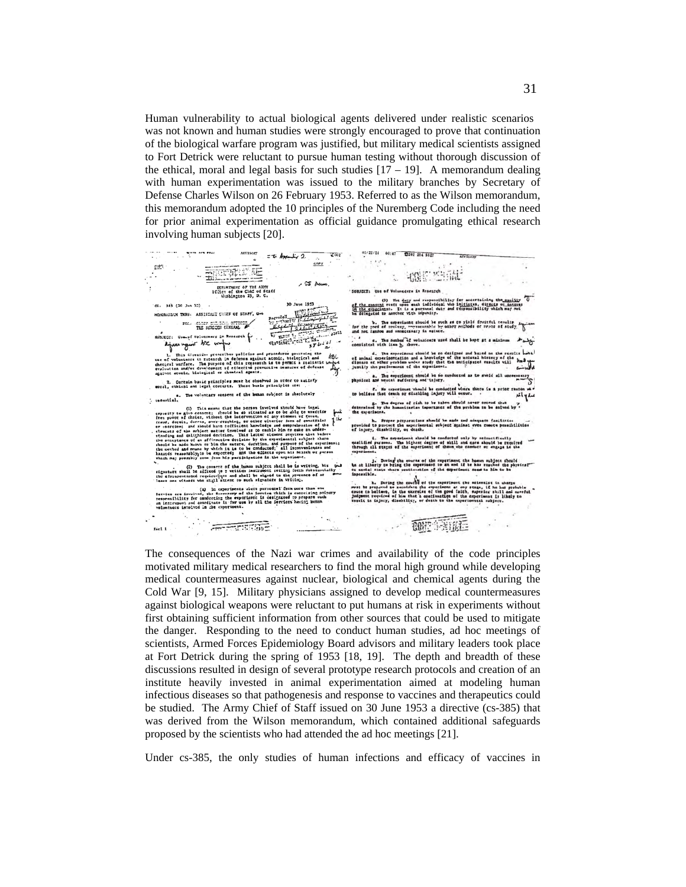Human vulnerability to actual biological agents delivered under realistic scenarios was not known and human studies were strongly encouraged to prove that continuation of the biological warfare program was justified, but military medical scientists assigned to Fort Detrick were reluctant to pursue human testing without thorough discussion of the ethical, moral and legal basis for such studies [17 – 19]. A memorandum dealing with human experimentation was issued to the military branches by Secretary of Defense Charles Wilson on 26 February 1953. Referred to as the Wilson memorandum, this memorandum adopted the 10 principles of the Nuremberg Code including the need for prior animal experimentation as official guidance promulgating ethical research involving human subjects [20].

The consequences of the Nazi war crimes and availability of the code principles motivated military medical researchers to find the moral high ground while developing medical countermeasures against nuclear, biological and chemical agents during the Cold War [9, 15]. Military physicians assigned to develop medical countermeasures against biological weapons were reluctant to put humans at risk in experiments without first obtaining sufficient information from other sources that could be used to mitigate the danger. Responding to the need to conduct human studies, ad hoc meetings of scientists, Armed Forces Epidemiology Board advisors and military leaders took place at Fort Detrick during the spring of 1953 [18, 19]. The depth and breadth of these discussions resulted in design of several prototype research protocols and creation of an institute heavily invested in animal experimentation aimed at modeling human infectious diseases so that pathogenesis and response to vaccines and therapeutics could be studied. The Army Chief of Staff issued on 30 June 1953 a directive (cs-385) that was derived from the Wilson memorandum, which contained additional safeguards proposed by the scientists who had attended the ad hoc meetings [21].

Under cs-385, the only studies of human infections and efficacy of vaccines in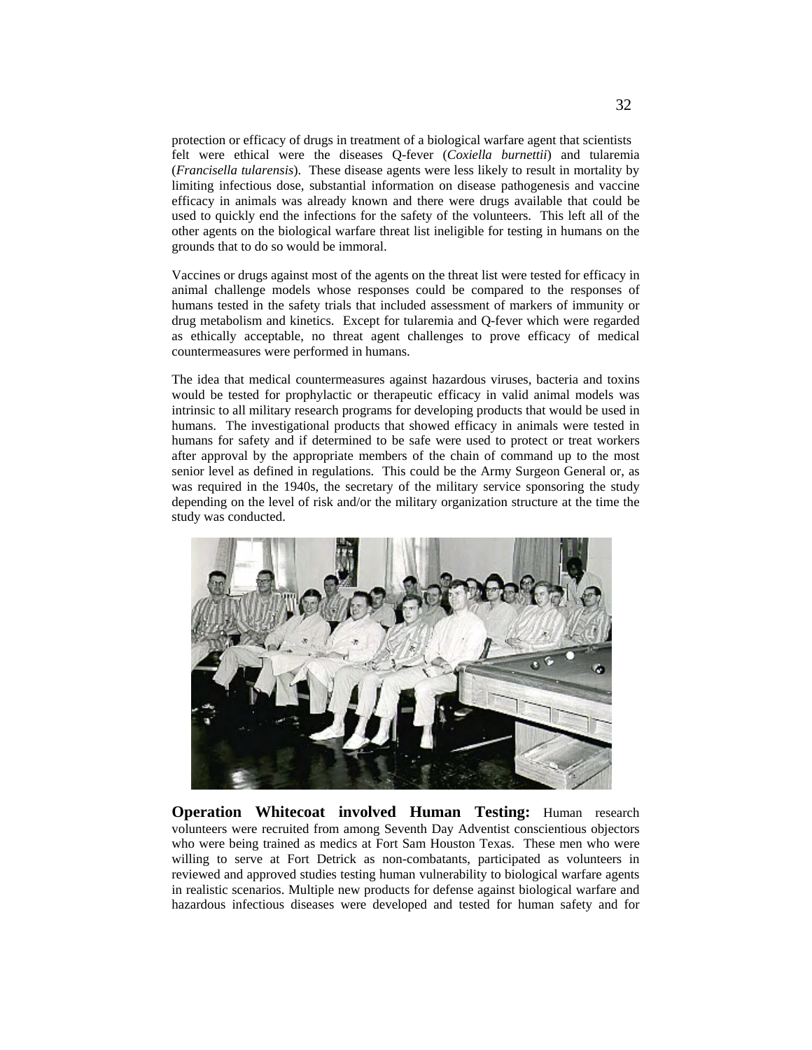protection or efficacy of drugs in treatment of a biological warfare agent that scientists felt were ethical were the diseases Q-fever (*Coxiella burnettii*) and tularemia (*Francisella tularensis*). These disease agents were less likely to result in mortality by limiting infectious dose, substantial information on disease pathogenesis and vaccine efficacy in animals was already known and there were drugs available that could be used to quickly end the infections for the safety of the volunteers. This left all of the other agents on the biological warfare threat list ineligible for testing in humans on the grounds that to do so would be immoral.

Vaccines or drugs against most of the agents on the threat list were tested for efficacy in animal challenge models whose responses could be compared to the responses of humans tested in the safety trials that included assessment of markers of immunity or drug metabolism and kinetics. Except for tularemia and Q-fever which were regarded as ethically acceptable, no threat agent challenges to prove efficacy of medical countermeasures were performed in humans.

The idea that medical countermeasures against hazardous viruses, bacteria and toxins would be tested for prophylactic or therapeutic efficacy in valid animal models was intrinsic to all military research programs for developing products that would be used in humans. The investigational products that showed efficacy in animals were tested in humans for safety and if determined to be safe were used to protect or treat workers after approval by the appropriate members of the chain of command up to the most senior level as defined in regulations. This could be the Army Surgeon General or, as was required in the 1940s, the secretary of the military service sponsoring the study depending on the level of risk and/or the military organization structure at the time the study was conducted.

**Operation Whitecoat involved Human Testing:** Human research volunteers were recruited from among Seventh Day Adventist conscientious objectors who were being trained as medics at Fort Sam Houston Texas. These men who were willing to serve at Fort Detrick as non-combatants, participated as volunteers in reviewed and approved studies testing human vulnerability to biological warfare agents in realistic scenarios. Multiple new products for defense against biological warfare and hazardous infectious diseases were developed and tested for human safety and for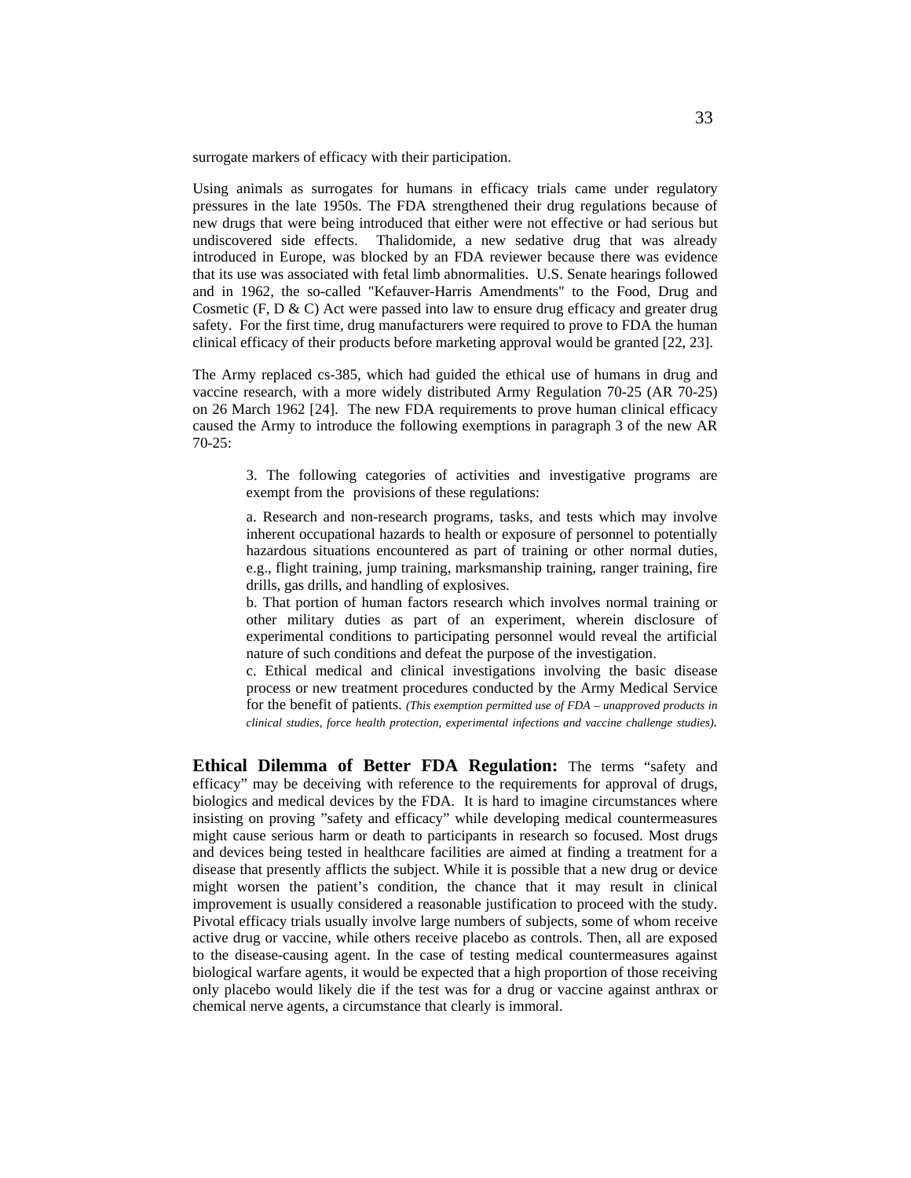surrogate markers of efficacy with their participation.

Using animals as surrogates for humans in efficacy trials came under regulatory pressures in the late 1950s. The FDA strengthened their drug regulations because of new drugs that were being introduced that either were not effective or had serious but undiscovered side effects. Thalidomide, a new sedative drug that was already introduced in Europe, was blocked by an FDA reviewer because there was evidence that its use was associated with fetal limb abnormalities. U.S. Senate hearings followed and in 1962, the so-called "Kefauver-Harris Amendments" to the Food, Drug and Cosmetic (F, D & C) Act were passed into law to ensure drug efficacy and greater drug safety. For the first time, drug manufacturers were required to prove to FDA the human clinical efficacy of their products before marketing approval would be granted [22, 23].

The Army replaced cs-385, which had guided the ethical use of humans in drug and vaccine research, with a more widely distributed Army Regulation 70-25 (AR 70-25) on 26 March 1962 [24]. The new FDA requirements to prove human clinical efficacy caused the Army to introduce the following exemptions in paragraph 3 of the new AR 70-25:

> 3. The following categories of activities and investigative programs are exempt from the provisions of these regulations:
>
> a. Research and non-research programs, tasks, and tests which may involve inherent occupational hazards to health or exposure of personnel to potentially hazardous situations encountered as part of training or other normal duties, e.g., flight training, jump training, marksmanship training, ranger training, fire drills, gas drills, and handling of explosives.
>
> b. That portion of human factors research which involves normal training or other military duties as part of an experiment, wherein disclosure of experimental conditions to participating personnel would reveal the artificial nature of such conditions and defeat the purpose of the investigation.
>
> c. Ethical medical and clinical investigations involving the basic disease process or new treatment procedures conducted by the Army Medical Service for the benefit of patients. *(This exemption permitted use of FDA – unapproved products in clinical studies, force health protection, experimental infections and vaccine challenge studies)*.

**Ethical Dilemma of Better FDA Regulation:** The terms "safety and efficacy" may be deceiving with reference to the requirements for approval of drugs, biologics and medical devices by the FDA. It is hard to imagine circumstances where insisting on proving "safety and efficacy" while developing medical countermeasures might cause serious harm or death to participants in research so focused. Most drugs and devices being tested in healthcare facilities are aimed at finding a treatment for a disease that presently afflicts the subject. While it is possible that a new drug or device might worsen the patient's condition, the chance that it may result in clinical improvement is usually considered a reasonable justification to proceed with the study. Pivotal efficacy trials usually involve large numbers of subjects, some of whom receive active drug or vaccine, while others receive placebo as controls. Then, all are exposed to the disease-causing agent. In the case of testing medical countermeasures against biological warfare agents, it would be expected that a high proportion of those receiving only placebo would likely die if the test was for a drug or vaccine against anthrax or chemical nerve agents, a circumstance that clearly is immoral.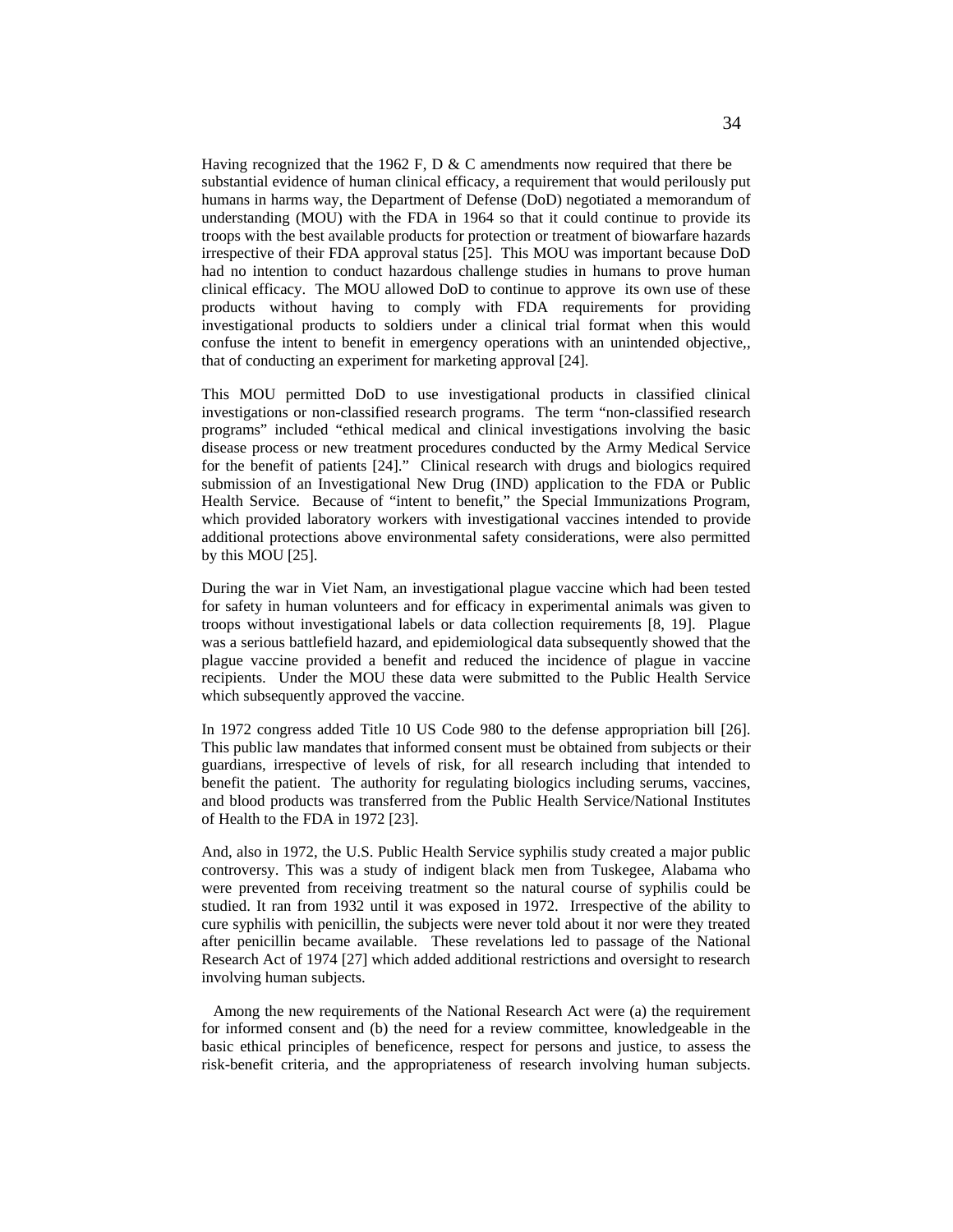Having recognized that the 1962 F, D & C amendments now required that there be substantial evidence of human clinical efficacy, a requirement that would perilously put humans in harms way, the Department of Defense (DoD) negotiated a memorandum of understanding (MOU) with the FDA in 1964 so that it could continue to provide its troops with the best available products for protection or treatment of biowarfare hazards irrespective of their FDA approval status [25]. This MOU was important because DoD had no intention to conduct hazardous challenge studies in humans to prove human clinical efficacy. The MOU allowed DoD to continue to approve its own use of these products without having to comply with FDA requirements for providing investigational products to soldiers under a clinical trial format when this would confuse the intent to benefit in emergency operations with an unintended objective,, that of conducting an experiment for marketing approval [24].

This MOU permitted DoD to use investigational products in classified clinical investigations or non-classified research programs. The term "non-classified research programs" included "ethical medical and clinical investigations involving the basic disease process or new treatment procedures conducted by the Army Medical Service for the benefit of patients [24]." Clinical research with drugs and biologics required submission of an Investigational New Drug (IND) application to the FDA or Public Health Service. Because of "intent to benefit," the Special Immunizations Program, which provided laboratory workers with investigational vaccines intended to provide additional protections above environmental safety considerations, were also permitted by this MOU [25].

During the war in Viet Nam, an investigational plague vaccine which had been tested for safety in human volunteers and for efficacy in experimental animals was given to troops without investigational labels or data collection requirements [8, 19]. Plague was a serious battlefield hazard, and epidemiological data subsequently showed that the plague vaccine provided a benefit and reduced the incidence of plague in vaccine recipients. Under the MOU these data were submitted to the Public Health Service which subsequently approved the vaccine.

In 1972 congress added Title 10 US Code 980 to the defense appropriation bill [26]. This public law mandates that informed consent must be obtained from subjects or their guardians, irrespective of levels of risk, for all research including that intended to benefit the patient. The authority for regulating biologics including serums, vaccines, and blood products was transferred from the Public Health Service/National Institutes of Health to the FDA in 1972 [23].

And, also in 1972, the U.S. Public Health Service syphilis study created a major public controversy. This was a study of indigent black men from Tuskegee, Alabama who were prevented from receiving treatment so the natural course of syphilis could be studied. It ran from 1932 until it was exposed in 1972. Irrespective of the ability to cure syphilis with penicillin, the subjects were never told about it nor were they treated after penicillin became available. These revelations led to passage of the National Research Act of 1974 [27] which added additional restrictions and oversight to research involving human subjects.

Among the new requirements of the National Research Act were (a) the requirement for informed consent and (b) the need for a review committee, knowledgeable in the basic ethical principles of beneficence, respect for persons and justice, to assess the risk-benefit criteria, and the appropriateness of research involving human subjects.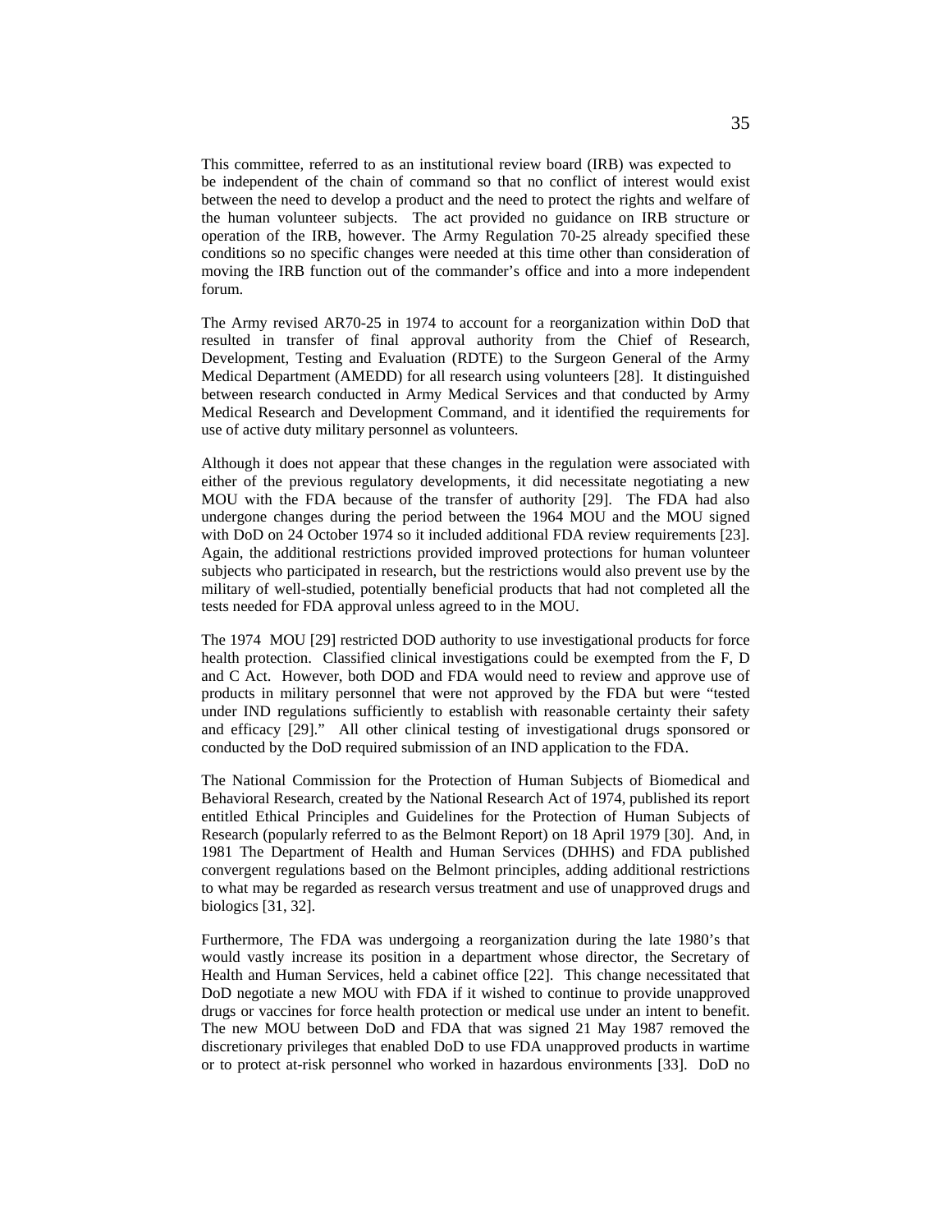This committee, referred to as an institutional review board (IRB) was expected to be independent of the chain of command so that no conflict of interest would exist between the need to develop a product and the need to protect the rights and welfare of the human volunteer subjects. The act provided no guidance on IRB structure or operation of the IRB, however. The Army Regulation 70-25 already specified these conditions so no specific changes were needed at this time other than consideration of moving the IRB function out of the commander's office and into a more independent forum.

The Army revised AR70-25 in 1974 to account for a reorganization within DoD that resulted in transfer of final approval authority from the Chief of Research, Development, Testing and Evaluation (RDTE) to the Surgeon General of the Army Medical Department (AMEDD) for all research using volunteers [28]. It distinguished between research conducted in Army Medical Services and that conducted by Army Medical Research and Development Command, and it identified the requirements for use of active duty military personnel as volunteers.

Although it does not appear that these changes in the regulation were associated with either of the previous regulatory developments, it did necessitate negotiating a new MOU with the FDA because of the transfer of authority [29]. The FDA had also undergone changes during the period between the 1964 MOU and the MOU signed with DoD on 24 October 1974 so it included additional FDA review requirements [23]. Again, the additional restrictions provided improved protections for human volunteer subjects who participated in research, but the restrictions would also prevent use by the military of well-studied, potentially beneficial products that had not completed all the tests needed for FDA approval unless agreed to in the MOU.

The 1974 MOU [29] restricted DOD authority to use investigational products for force health protection. Classified clinical investigations could be exempted from the F, D and C Act. However, both DOD and FDA would need to review and approve use of products in military personnel that were not approved by the FDA but were "tested under IND regulations sufficiently to establish with reasonable certainty their safety and efficacy [29]." All other clinical testing of investigational drugs sponsored or conducted by the DoD required submission of an IND application to the FDA.

The National Commission for the Protection of Human Subjects of Biomedical and Behavioral Research, created by the National Research Act of 1974, published its report entitled Ethical Principles and Guidelines for the Protection of Human Subjects of Research (popularly referred to as the Belmont Report) on 18 April 1979 [30]. And, in 1981 The Department of Health and Human Services (DHHS) and FDA published convergent regulations based on the Belmont principles, adding additional restrictions to what may be regarded as research versus treatment and use of unapproved drugs and biologics [31, 32].

Furthermore, The FDA was undergoing a reorganization during the late 1980's that would vastly increase its position in a department whose director, the Secretary of Health and Human Services, held a cabinet office [22]. This change necessitated that DoD negotiate a new MOU with FDA if it wished to continue to provide unapproved drugs or vaccines for force health protection or medical use under an intent to benefit. The new MOU between DoD and FDA that was signed 21 May 1987 removed the discretionary privileges that enabled DoD to use FDA unapproved products in wartime or to protect at-risk personnel who worked in hazardous environments [33]. DoD no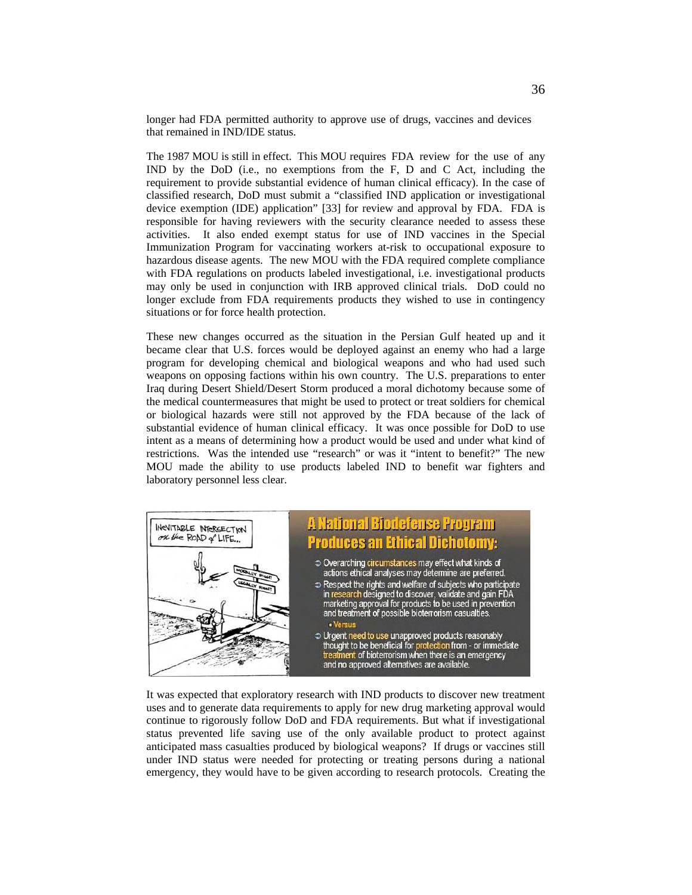longer had FDA permitted authority to approve use of drugs, vaccines and devices that remained in IND/IDE status.

The 1987 MOU is still in effect. This MOU requires FDA review for the use of any IND by the DoD (i.e., no exemptions from the F, D and C Act, including the requirement to provide substantial evidence of human clinical efficacy). In the case of classified research, DoD must submit a "classified IND application or investigational device exemption (IDE) application" [33] for review and approval by FDA. FDA is responsible for having reviewers with the security clearance needed to assess these activities. It also ended exempt status for use of IND vaccines in the Special Immunization Program for vaccinating workers at-risk to occupational exposure to hazardous disease agents. The new MOU with the FDA required complete compliance with FDA regulations on products labeled investigational, i.e. investigational products may only be used in conjunction with IRB approved clinical trials. DoD could no longer exclude from FDA requirements products they wished to use in contingency situations or for force health protection.

These new changes occurred as the situation in the Persian Gulf heated up and it became clear that U.S. forces would be deployed against an enemy who had a large program for developing chemical and biological weapons and who had used such weapons on opposing factions within his own country. The U.S. preparations to enter Iraq during Desert Shield/Desert Storm produced a moral dichotomy because some of the medical countermeasures that might be used to protect or treat soldiers for chemical or biological hazards were still not approved by the FDA because of the lack of substantial evidence of human clinical efficacy. It was once possible for DoD to use intent as a means of determining how a product would be used and under what kind of restrictions. Was the intended use "research" or was it "intent to benefit?" The new MOU made the ability to use products labeled IND to benefit war fighters and laboratory personnel less clear.

**A National Biodefense Program Produces an Ethical Dichotomy:**

- Overarching circumstances may effect what kinds of actions ethical analyses may determine are preferred.
- Respect the rights and welfare of subjects who participate in research designed to discover, validate and gain FDA marketing approval for products to be used in prevention and treatment of possible bioterrorism casualties.
  - Versus
- Urgent need to use unapproved products reasonably thought to be beneficial for protection from - or immediate treatment of bioterrorism when there is an emergency and no approved alternatives are available.

It was expected that exploratory research with IND products to discover new treatment uses and to generate data requirements to apply for new drug marketing approval would continue to rigorously follow DoD and FDA requirements. But what if investigational status prevented life saving use of the only available product to protect against anticipated mass casualties produced by biological weapons? If drugs or vaccines still under IND status were needed for protecting or treating persons during a national emergency, they would have to be given according to research protocols. Creating the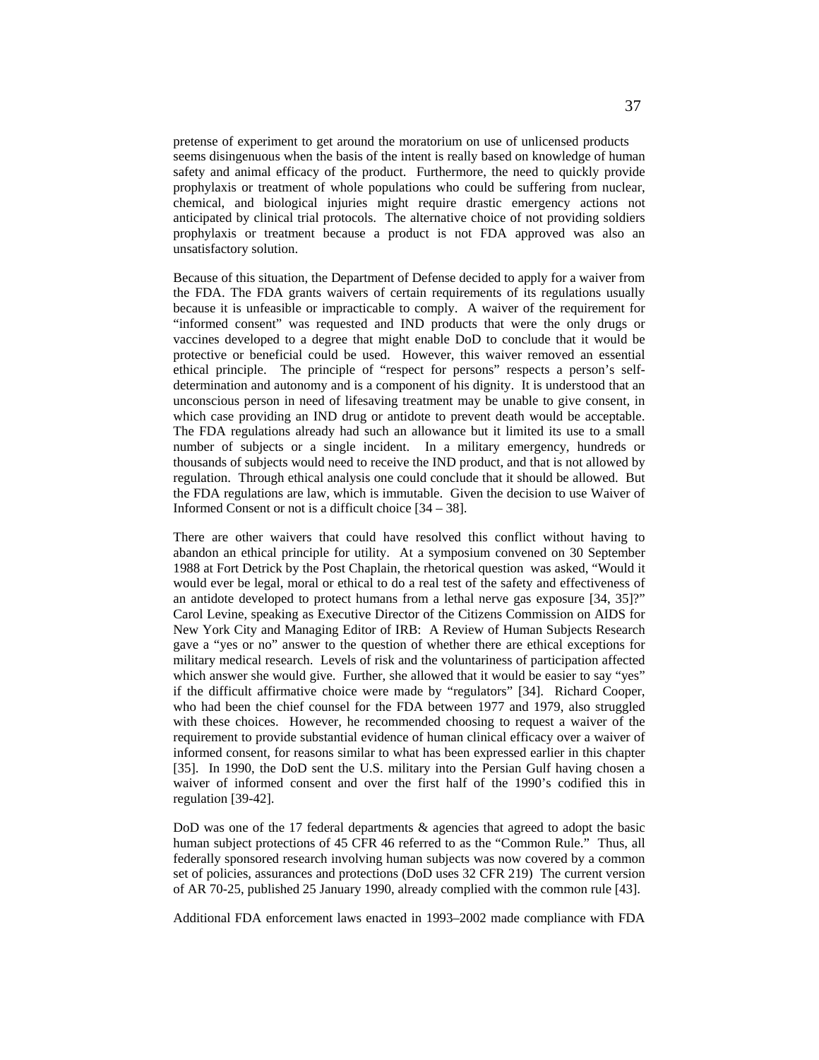pretense of experiment to get around the moratorium on use of unlicensed products seems disingenuous when the basis of the intent is really based on knowledge of human safety and animal efficacy of the product. Furthermore, the need to quickly provide prophylaxis or treatment of whole populations who could be suffering from nuclear, chemical, and biological injuries might require drastic emergency actions not anticipated by clinical trial protocols. The alternative choice of not providing soldiers prophylaxis or treatment because a product is not FDA approved was also an unsatisfactory solution.

Because of this situation, the Department of Defense decided to apply for a waiver from the FDA. The FDA grants waivers of certain requirements of its regulations usually because it is unfeasible or impracticable to comply. A waiver of the requirement for "informed consent" was requested and IND products that were the only drugs or vaccines developed to a degree that might enable DoD to conclude that it would be protective or beneficial could be used. However, this waiver removed an essential ethical principle. The principle of "respect for persons" respects a person's self-determination and autonomy and is a component of his dignity. It is understood that an unconscious person in need of lifesaving treatment may be unable to give consent, in which case providing an IND drug or antidote to prevent death would be acceptable. The FDA regulations already had such an allowance but it limited its use to a small number of subjects or a single incident. In a military emergency, hundreds or thousands of subjects would need to receive the IND product, and that is not allowed by regulation. Through ethical analysis one could conclude that it should be allowed. But the FDA regulations are law, which is immutable. Given the decision to use Waiver of Informed Consent or not is a difficult choice [34 – 38].

There are other waivers that could have resolved this conflict without having to abandon an ethical principle for utility. At a symposium convened on 30 September 1988 at Fort Detrick by the Post Chaplain, the rhetorical question was asked, "Would it would ever be legal, moral or ethical to do a real test of the safety and effectiveness of an antidote developed to protect humans from a lethal nerve gas exposure [34, 35]?" Carol Levine, speaking as Executive Director of the Citizens Commission on AIDS for New York City and Managing Editor of IRB: A Review of Human Subjects Research gave a "yes or no" answer to the question of whether there are ethical exceptions for military medical research. Levels of risk and the voluntariness of participation affected which answer she would give. Further, she allowed that it would be easier to say "yes" if the difficult affirmative choice were made by "regulators" [34]. Richard Cooper, who had been the chief counsel for the FDA between 1977 and 1979, also struggled with these choices. However, he recommended choosing to request a waiver of the requirement to provide substantial evidence of human clinical efficacy over a waiver of informed consent, for reasons similar to what has been expressed earlier in this chapter [35]. In 1990, the DoD sent the U.S. military into the Persian Gulf having chosen a waiver of informed consent and over the first half of the 1990's codified this in regulation [39-42].

DoD was one of the 17 federal departments & agencies that agreed to adopt the basic human subject protections of 45 CFR 46 referred to as the "Common Rule." Thus, all federally sponsored research involving human subjects was now covered by a common set of policies, assurances and protections (DoD uses 32 CFR 219) The current version of AR 70-25, published 25 January 1990, already complied with the common rule [43].

Additional FDA enforcement laws enacted in 1993–2002 made compliance with FDA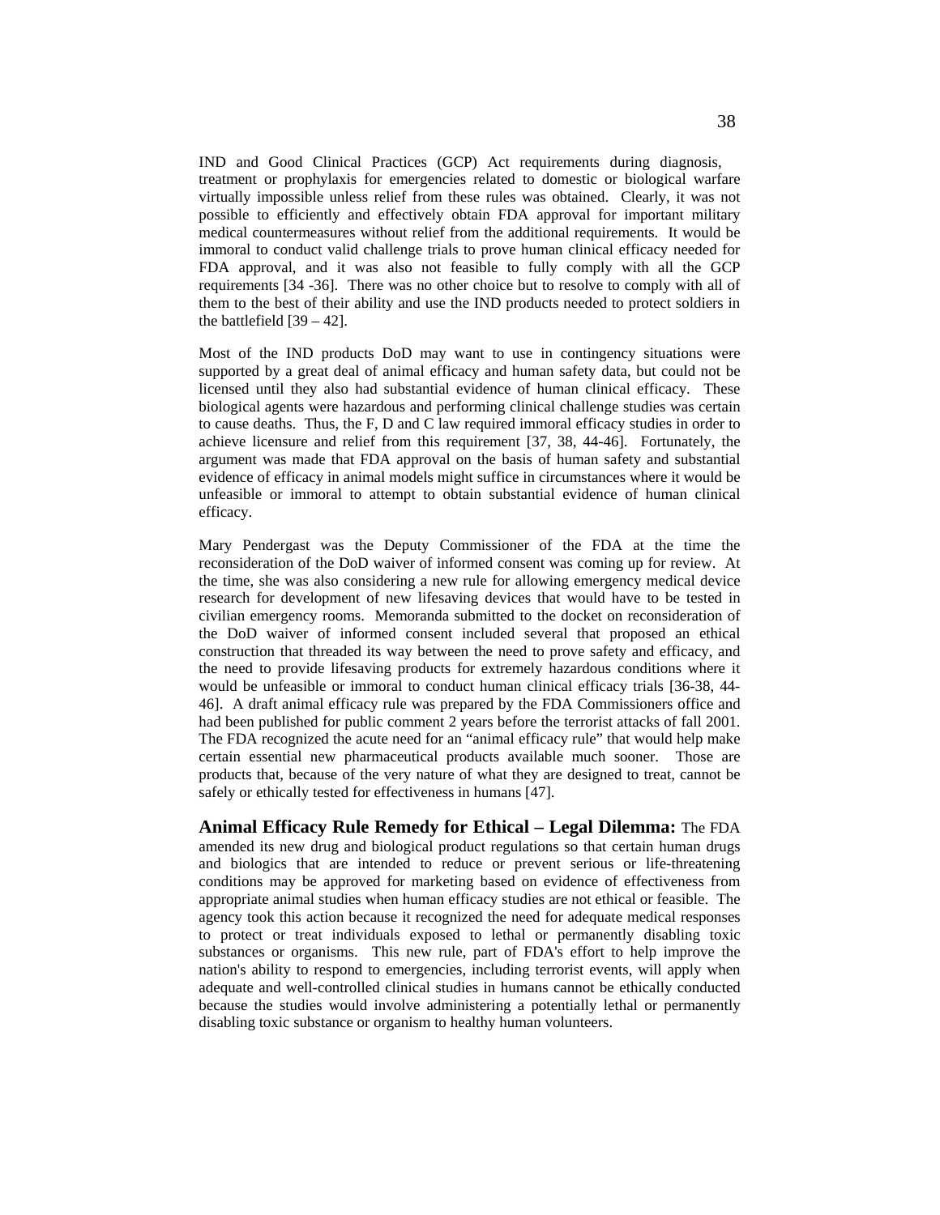IND and Good Clinical Practices (GCP) Act requirements during diagnosis, treatment or prophylaxis for emergencies related to domestic or biological warfare virtually impossible unless relief from these rules was obtained. Clearly, it was not possible to efficiently and effectively obtain FDA approval for important military medical countermeasures without relief from the additional requirements. It would be immoral to conduct valid challenge trials to prove human clinical efficacy needed for FDA approval, and it was also not feasible to fully comply with all the GCP requirements [34 -36]. There was no other choice but to resolve to comply with all of them to the best of their ability and use the IND products needed to protect soldiers in the battlefield [39 – 42].

Most of the IND products DoD may want to use in contingency situations were supported by a great deal of animal efficacy and human safety data, but could not be licensed until they also had substantial evidence of human clinical efficacy. These biological agents were hazardous and performing clinical challenge studies was certain to cause deaths. Thus, the F, D and C law required immoral efficacy studies in order to achieve licensure and relief from this requirement [37, 38, 44-46]. Fortunately, the argument was made that FDA approval on the basis of human safety and substantial evidence of efficacy in animal models might suffice in circumstances where it would be unfeasible or immoral to attempt to obtain substantial evidence of human clinical efficacy.

Mary Pendergast was the Deputy Commissioner of the FDA at the time the reconsideration of the DoD waiver of informed consent was coming up for review. At the time, she was also considering a new rule for allowing emergency medical device research for development of new lifesaving devices that would have to be tested in civilian emergency rooms. Memoranda submitted to the docket on reconsideration of the DoD waiver of informed consent included several that proposed an ethical construction that threaded its way between the need to prove safety and efficacy, and the need to provide lifesaving products for extremely hazardous conditions where it would be unfeasible or immoral to conduct human clinical efficacy trials [36-38, 44-46]. A draft animal efficacy rule was prepared by the FDA Commissioners office and had been published for public comment 2 years before the terrorist attacks of fall 2001. The FDA recognized the acute need for an "animal efficacy rule" that would help make certain essential new pharmaceutical products available much sooner. Those are products that, because of the very nature of what they are designed to treat, cannot be safely or ethically tested for effectiveness in humans [47].

**Animal Efficacy Rule Remedy for Ethical – Legal Dilemma:** The FDA amended its new drug and biological product regulations so that certain human drugs and biologics that are intended to reduce or prevent serious or life-threatening conditions may be approved for marketing based on evidence of effectiveness from appropriate animal studies when human efficacy studies are not ethical or feasible. The agency took this action because it recognized the need for adequate medical responses to protect or treat individuals exposed to lethal or permanently disabling toxic substances or organisms. This new rule, part of FDA's effort to help improve the nation's ability to respond to emergencies, including terrorist events, will apply when adequate and well-controlled clinical studies in humans cannot be ethically conducted because the studies would involve administering a potentially lethal or permanently disabling toxic substance or organism to healthy human volunteers.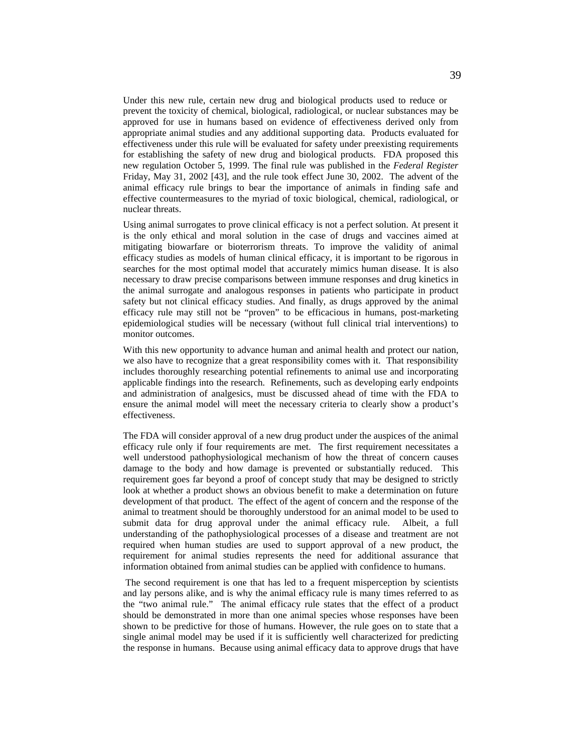Under this new rule, certain new drug and biological products used to reduce or prevent the toxicity of chemical, biological, radiological, or nuclear substances may be approved for use in humans based on evidence of effectiveness derived only from appropriate animal studies and any additional supporting data. Products evaluated for effectiveness under this rule will be evaluated for safety under preexisting requirements for establishing the safety of new drug and biological products. FDA proposed this new regulation October 5, 1999. The final rule was published in the *Federal Register* Friday, May 31, 2002 [43], and the rule took effect June 30, 2002. The advent of the animal efficacy rule brings to bear the importance of animals in finding safe and effective countermeasures to the myriad of toxic biological, chemical, radiological, or nuclear threats.

Using animal surrogates to prove clinical efficacy is not a perfect solution. At present it is the only ethical and moral solution in the case of drugs and vaccines aimed at mitigating biowarfare or bioterrorism threats. To improve the validity of animal efficacy studies as models of human clinical efficacy, it is important to be rigorous in searches for the most optimal model that accurately mimics human disease. It is also necessary to draw precise comparisons between immune responses and drug kinetics in the animal surrogate and analogous responses in patients who participate in product safety but not clinical efficacy studies. And finally, as drugs approved by the animal efficacy rule may still not be "proven" to be efficacious in humans, post-marketing epidemiological studies will be necessary (without full clinical trial interventions) to monitor outcomes.

With this new opportunity to advance human and animal health and protect our nation, we also have to recognize that a great responsibility comes with it. That responsibility includes thoroughly researching potential refinements to animal use and incorporating applicable findings into the research. Refinements, such as developing early endpoints and administration of analgesics, must be discussed ahead of time with the FDA to ensure the animal model will meet the necessary criteria to clearly show a product's effectiveness.

The FDA will consider approval of a new drug product under the auspices of the animal efficacy rule only if four requirements are met. The first requirement necessitates a well understood pathophysiological mechanism of how the threat of concern causes damage to the body and how damage is prevented or substantially reduced. This requirement goes far beyond a proof of concept study that may be designed to strictly look at whether a product shows an obvious benefit to make a determination on future development of that product. The effect of the agent of concern and the response of the animal to treatment should be thoroughly understood for an animal model to be used to submit data for drug approval under the animal efficacy rule. Albeit, a full understanding of the pathophysiological processes of a disease and treatment are not required when human studies are used to support approval of a new product, the requirement for animal studies represents the need for additional assurance that information obtained from animal studies can be applied with confidence to humans.

The second requirement is one that has led to a frequent misperception by scientists and lay persons alike, and is why the animal efficacy rule is many times referred to as the "two animal rule." The animal efficacy rule states that the effect of a product should be demonstrated in more than one animal species whose responses have been shown to be predictive for those of humans. However, the rule goes on to state that a single animal model may be used if it is sufficiently well characterized for predicting the response in humans. Because using animal efficacy data to approve drugs that have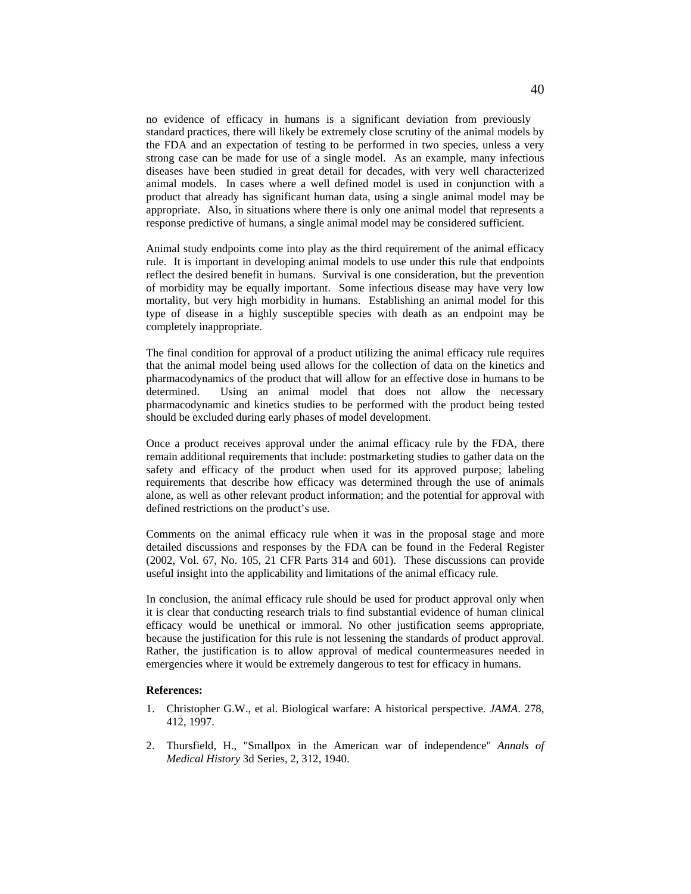no evidence of efficacy in humans is a significant deviation from previously standard practices, there will likely be extremely close scrutiny of the animal models by the FDA and an expectation of testing to be performed in two species, unless a very strong case can be made for use of a single model. As an example, many infectious diseases have been studied in great detail for decades, with very well characterized animal models. In cases where a well defined model is used in conjunction with a product that already has significant human data, using a single animal model may be appropriate. Also, in situations where there is only one animal model that represents a response predictive of humans, a single animal model may be considered sufficient.

Animal study endpoints come into play as the third requirement of the animal efficacy rule. It is important in developing animal models to use under this rule that endpoints reflect the desired benefit in humans. Survival is one consideration, but the prevention of morbidity may be equally important. Some infectious disease may have very low mortality, but very high morbidity in humans. Establishing an animal model for this type of disease in a highly susceptible species with death as an endpoint may be completely inappropriate.

The final condition for approval of a product utilizing the animal efficacy rule requires that the animal model being used allows for the collection of data on the kinetics and pharmacodynamics of the product that will allow for an effective dose in humans to be determined. Using an animal model that does not allow the necessary pharmacodynamic and kinetics studies to be performed with the product being tested should be excluded during early phases of model development.

Once a product receives approval under the animal efficacy rule by the FDA, there remain additional requirements that include: postmarketing studies to gather data on the safety and efficacy of the product when used for its approved purpose; labeling requirements that describe how efficacy was determined through the use of animals alone, as well as other relevant product information; and the potential for approval with defined restrictions on the product's use.

Comments on the animal efficacy rule when it was in the proposal stage and more detailed discussions and responses by the FDA can be found in the Federal Register (2002, Vol. 67, No. 105, 21 CFR Parts 314 and 601). These discussions can provide useful insight into the applicability and limitations of the animal efficacy rule.

In conclusion, the animal efficacy rule should be used for product approval only when it is clear that conducting research trials to find substantial evidence of human clinical efficacy would be unethical or immoral. No other justification seems appropriate, because the justification for this rule is not lessening the standards of product approval. Rather, the justification is to allow approval of medical countermeasures needed in emergencies where it would be extremely dangerous to test for efficacy in humans.

**References:**

1. Christopher G.W., et al. Biological warfare: A historical perspective. *JAMA*. 278, 412, 1997.

2. Thursfield, H., "Smallpox in the American war of independence" *Annals of Medical History* 3d Series, 2, 312, 1940.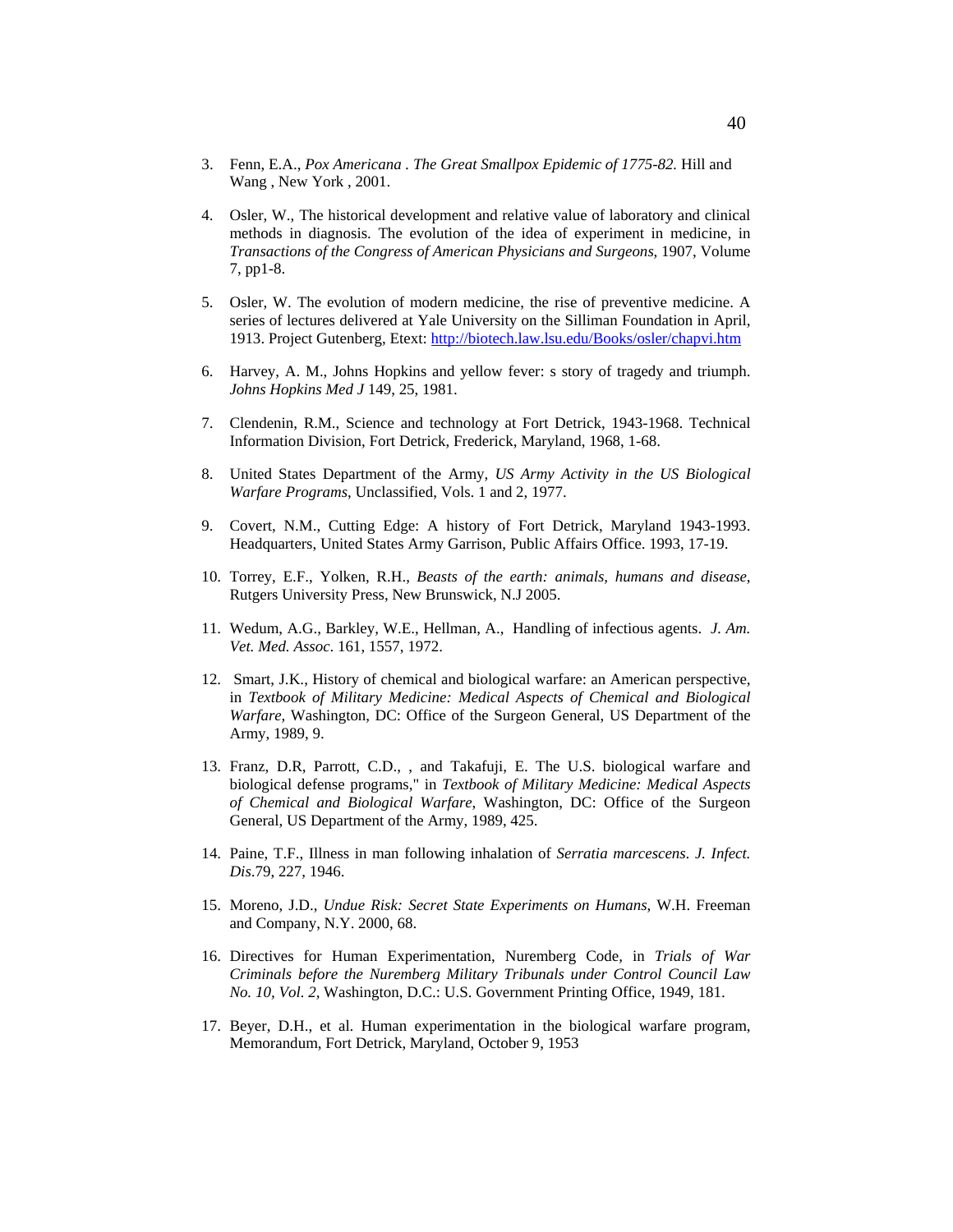3. Fenn, E.A., *Pox Americana . The Great Smallpox Epidemic of 1775-82.* Hill and Wang , New York , 2001.

4. Osler, W., The historical development and relative value of laboratory and clinical methods in diagnosis. The evolution of the idea of experiment in medicine, in *Transactions of the Congress of American Physicians and Surgeons*, 1907, Volume 7, pp1-8.

5. Osler, W. The evolution of modern medicine, the rise of preventive medicine. A series of lectures delivered at Yale University on the Silliman Foundation in April, 1913. Project Gutenberg, Etext: http://biotech.law.lsu.edu/Books/osler/chapvi.htm

6. Harvey, A. M., Johns Hopkins and yellow fever: s story of tragedy and triumph. *Johns Hopkins Med J* 149, 25, 1981.

7. Clendenin, R.M., Science and technology at Fort Detrick, 1943-1968. Technical Information Division, Fort Detrick, Frederick, Maryland, 1968, 1-68.

8. United States Department of the Army, *US Army Activity in the US Biological Warfare Programs*, Unclassified, Vols. 1 and 2, 1977.

9. Covert, N.M., Cutting Edge: A history of Fort Detrick, Maryland 1943-1993. Headquarters, United States Army Garrison, Public Affairs Office. 1993, 17-19.

10. Torrey, E.F., Yolken, R.H., *Beasts of the earth: animals, humans and disease*, Rutgers University Press, New Brunswick, N.J 2005.

11. Wedum, A.G., Barkley, W.E., Hellman, A., Handling of infectious agents. *J. Am. Vet. Med. Assoc*. 161, 1557, 1972.

12. Smart, J.K., History of chemical and biological warfare: an American perspective, in *Textbook of Military Medicine: Medical Aspects of Chemical and Biological Warfare,* Washington, DC: Office of the Surgeon General, US Department of the Army, 1989, 9.

13. Franz, D.R, Parrott, C.D., , and Takafuji, E. The U.S. biological warfare and biological defense programs," in *Textbook of Military Medicine: Medical Aspects of Chemical and Biological Warfare,* Washington, DC: Office of the Surgeon General, US Department of the Army, 1989, 425.

14. Paine, T.F., Illness in man following inhalation of *Serratia marcescens*. *J. Infect. Dis*.79, 227, 1946.

15. Moreno, J.D., *Undue Risk: Secret State Experiments on Humans*, W.H. Freeman and Company, N.Y. 2000, 68.

16. Directives for Human Experimentation, Nuremberg Code, in *Trials of War Criminals before the Nuremberg Military Tribunals under Control Council Law No. 10, Vol. 2*, Washington, D.C.: U.S. Government Printing Office, 1949, 181.

17. Beyer, D.H., et al. Human experimentation in the biological warfare program, Memorandum, Fort Detrick, Maryland, October 9, 1953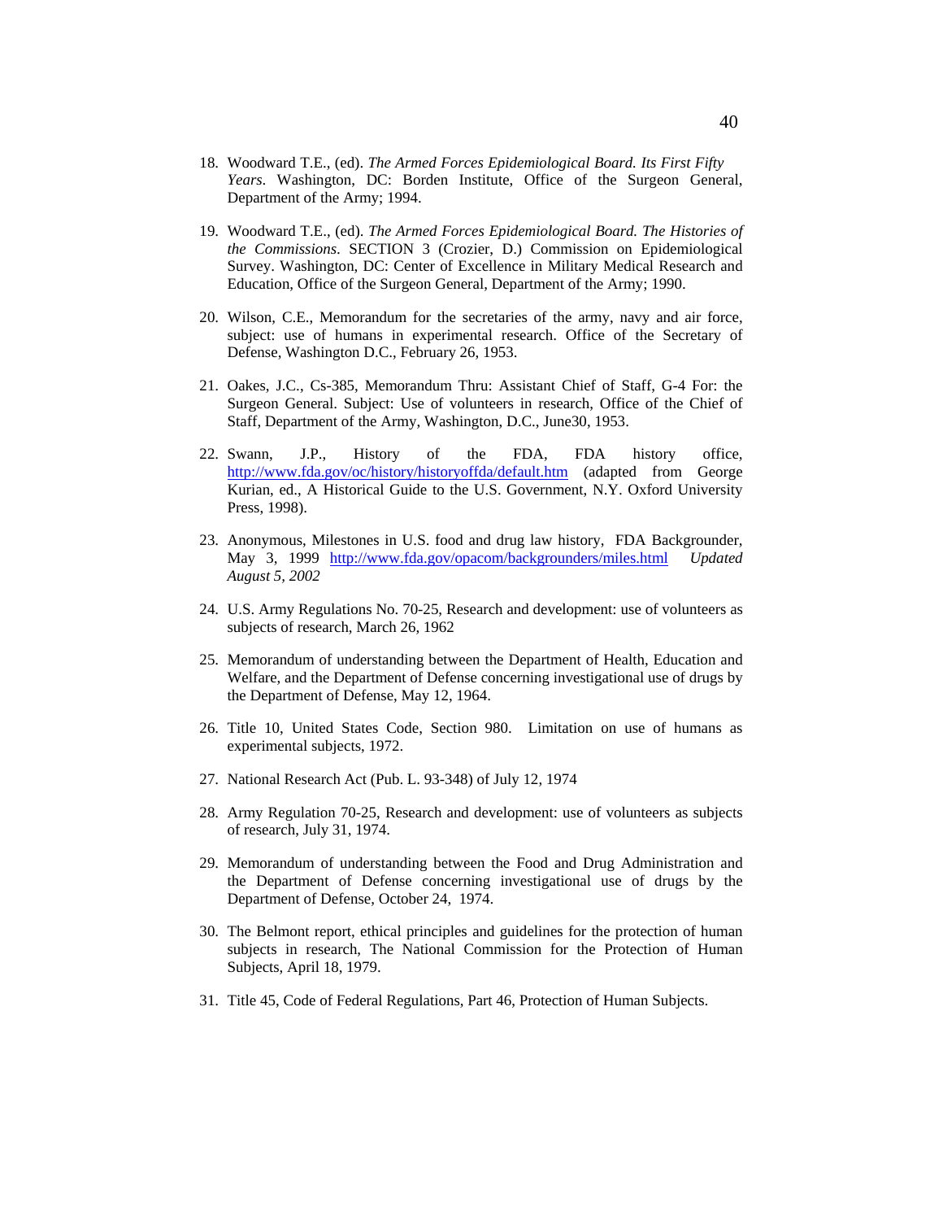18. Woodward T.E., (ed). *The Armed Forces Epidemiological Board. Its First Fifty Years*. Washington, DC: Borden Institute, Office of the Surgeon General, Department of the Army; 1994.

19. Woodward T.E., (ed). *The Armed Forces Epidemiological Board. The Histories of the Commissions*. SECTION 3 (Crozier, D.) Commission on Epidemiological Survey. Washington, DC: Center of Excellence in Military Medical Research and Education, Office of the Surgeon General, Department of the Army; 1990.

20. Wilson, C.E., Memorandum for the secretaries of the army, navy and air force, subject: use of humans in experimental research. Office of the Secretary of Defense, Washington D.C., February 26, 1953.

21. Oakes, J.C., Cs-385, Memorandum Thru: Assistant Chief of Staff, G-4 For: the Surgeon General. Subject: Use of volunteers in research, Office of the Chief of Staff, Department of the Army, Washington, D.C., June30, 1953.

22. Swann, J.P., History of the FDA, FDA history office, http://www.fda.gov/oc/history/historyoffda/default.htm (adapted from George Kurian, ed., A Historical Guide to the U.S. Government, N.Y. Oxford University Press, 1998).

23. Anonymous, Milestones in U.S. food and drug law history, FDA Backgrounder, May 3, 1999 http://www.fda.gov/opacom/backgrounders/miles.html *Updated August 5, 2002*

24. U.S. Army Regulations No. 70-25, Research and development: use of volunteers as subjects of research, March 26, 1962

25. Memorandum of understanding between the Department of Health, Education and Welfare, and the Department of Defense concerning investigational use of drugs by the Department of Defense, May 12, 1964.

26. Title 10, United States Code, Section 980. Limitation on use of humans as experimental subjects, 1972.

27. National Research Act (Pub. L. 93-348) of July 12, 1974

28. Army Regulation 70-25, Research and development: use of volunteers as subjects of research, July 31, 1974.

29. Memorandum of understanding between the Food and Drug Administration and the Department of Defense concerning investigational use of drugs by the Department of Defense, October 24, 1974.

30. The Belmont report, ethical principles and guidelines for the protection of human subjects in research, The National Commission for the Protection of Human Subjects, April 18, 1979.

31. Title 45, Code of Federal Regulations, Part 46, Protection of Human Subjects.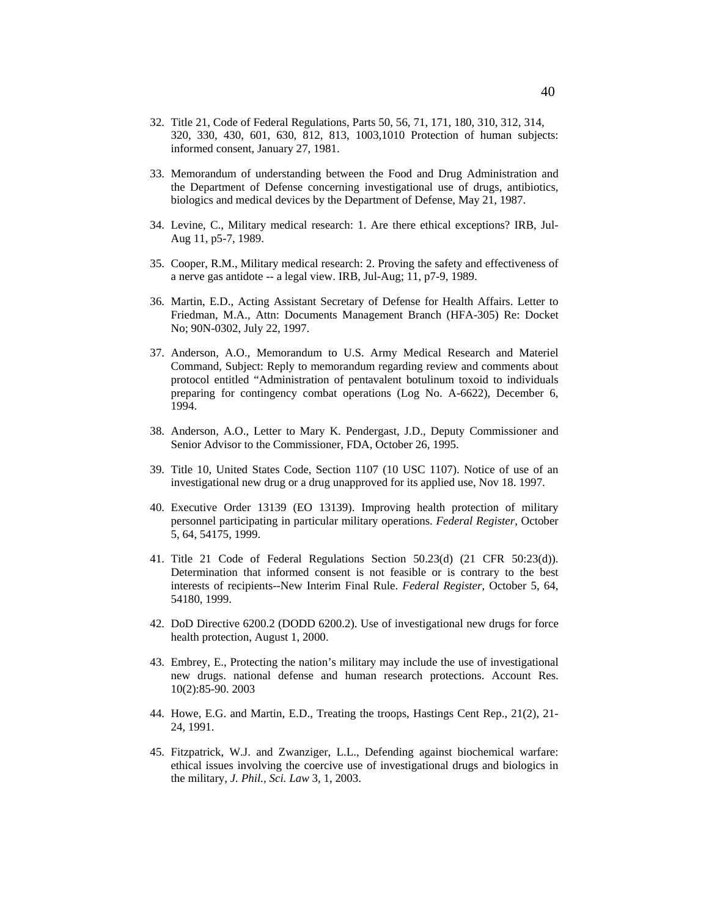32. Title 21, Code of Federal Regulations, Parts 50, 56, 71, 171, 180, 310, 312, 314, 320, 330, 430, 601, 630, 812, 813, 1003,1010 Protection of human subjects: informed consent, January 27, 1981.

33. Memorandum of understanding between the Food and Drug Administration and the Department of Defense concerning investigational use of drugs, antibiotics, biologics and medical devices by the Department of Defense, May 21, 1987.

34. Levine, C., Military medical research: 1. Are there ethical exceptions? IRB, Jul-Aug 11, p5-7, 1989.

35. Cooper, R.M., Military medical research: 2. Proving the safety and effectiveness of a nerve gas antidote -- a legal view. IRB, Jul-Aug; 11, p7-9, 1989.

36. Martin, E.D., Acting Assistant Secretary of Defense for Health Affairs. Letter to Friedman, M.A., Attn: Documents Management Branch (HFA-305) Re: Docket No; 90N-0302, July 22, 1997.

37. Anderson, A.O., Memorandum to U.S. Army Medical Research and Materiel Command, Subject: Reply to memorandum regarding review and comments about protocol entitled "Administration of pentavalent botulinum toxoid to individuals preparing for contingency combat operations (Log No. A-6622), December 6, 1994.

38. Anderson, A.O., Letter to Mary K. Pendergast, J.D., Deputy Commissioner and Senior Advisor to the Commissioner, FDA, October 26, 1995.

39. Title 10, United States Code, Section 1107 (10 USC 1107). Notice of use of an investigational new drug or a drug unapproved for its applied use, Nov 18. 1997.

40. Executive Order 13139 (EO 13139). Improving health protection of military personnel participating in particular military operations. *Federal Register,* October 5, 64, 54175, 1999.

41. Title 21 Code of Federal Regulations Section 50.23(d) (21 CFR 50:23(d)). Determination that informed consent is not feasible or is contrary to the best interests of recipients--New Interim Final Rule. *Federal Register,* October 5, 64, 54180, 1999.

42. DoD Directive 6200.2 (DODD 6200.2). Use of investigational new drugs for force health protection, August 1, 2000.

43. Embrey, E., Protecting the nation's military may include the use of investigational new drugs. national defense and human research protections. Account Res. 10(2):85-90. 2003

44. Howe, E.G. and Martin, E.D., Treating the troops, Hastings Cent Rep., 21(2), 21-24, 1991.

45. Fitzpatrick, W.J. and Zwanziger, L.L., Defending against biochemical warfare: ethical issues involving the coercive use of investigational drugs and biologics in the military, *J. Phil., Sci. Law* 3, 1, 2003.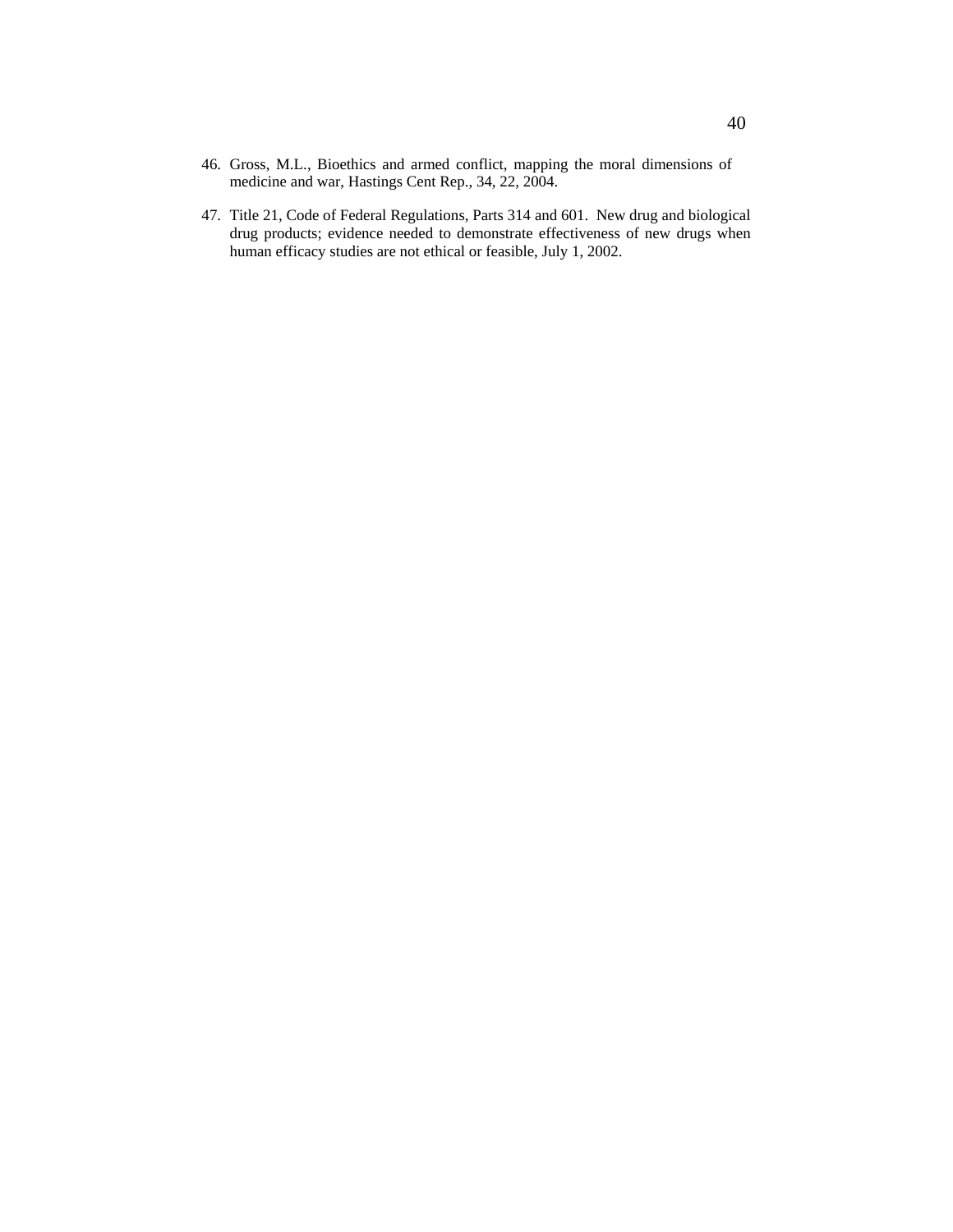46. Gross, M.L., Bioethics and armed conflict, mapping the moral dimensions of medicine and war, Hastings Cent Rep., 34, 22, 2004.

47. Title 21, Code of Federal Regulations, Parts 314 and 601. New drug and biological drug products; evidence needed to demonstrate effectiveness of new drugs when human efficacy studies are not ethical or feasible, July 1, 2002.